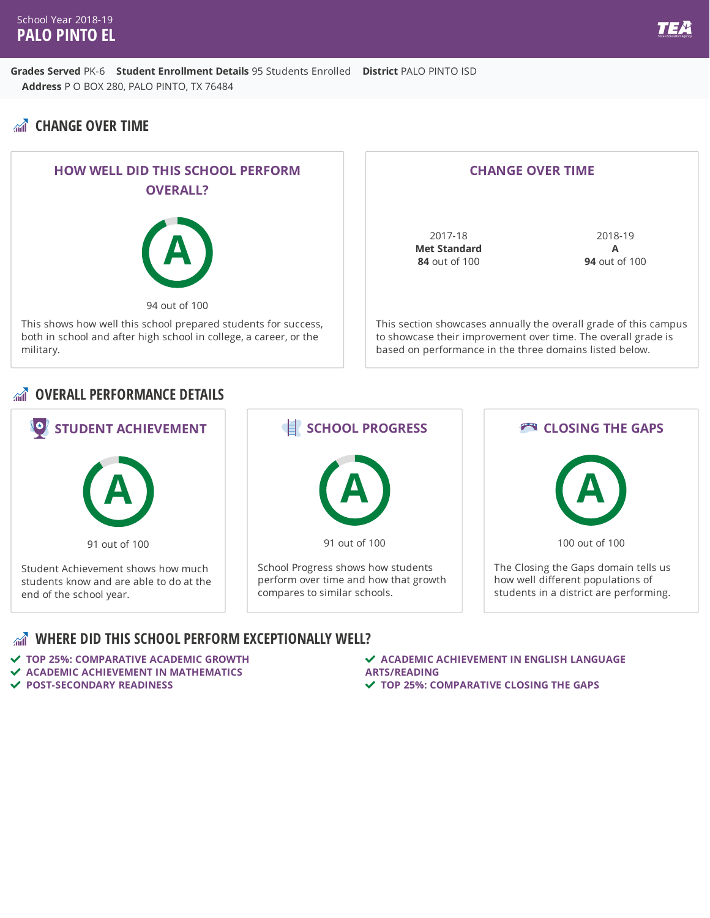School Year 2018-19

# PALO PINTO EL

**Grades Served** PK-6 **Student Enrollment Details** 95 Students Enrolled **District** PALO PINTO ISD
**Address** P O BOX 280, PALO PINTO, TX 76484

## CHANGE OVER TIME

### HOW WELL DID THIS SCHOOL PERFORM OVERALL?

A

94 out of 100

This shows how well this school prepared students for success, both in school and after high school in college, a career, or the military.

### CHANGE OVER TIME

| 2017-18 | 2018-19 |
|---|---|
| **Met Standard** | **A** |
| **84** out of 100 | **94** out of 100 |

This section showcases annually the overall grade of this campus to showcase their improvement over time. The overall grade is based on performance in the three domains listed below.

## OVERALL PERFORMANCE DETAILS

### STUDENT ACHIEVEMENT

A

91 out of 100

Student Achievement shows how much students know and are able to do at the end of the school year.

### SCHOOL PROGRESS

A

91 out of 100

School Progress shows how students perform over time and how that growth compares to similar schools.

### CLOSING THE GAPS

A

100 out of 100

The Closing the Gaps domain tells us how well different populations of students in a district are performing.

## WHERE DID THIS SCHOOL PERFORM EXCEPTIONALLY WELL?

- TOP 25%: COMPARATIVE ACADEMIC GROWTH
- ACADEMIC ACHIEVEMENT IN MATHEMATICS
- POST-SECONDARY READINESS
- ACADEMIC ACHIEVEMENT IN ENGLISH LANGUAGE ARTS/READING
- TOP 25%: COMPARATIVE CLOSING THE GAPS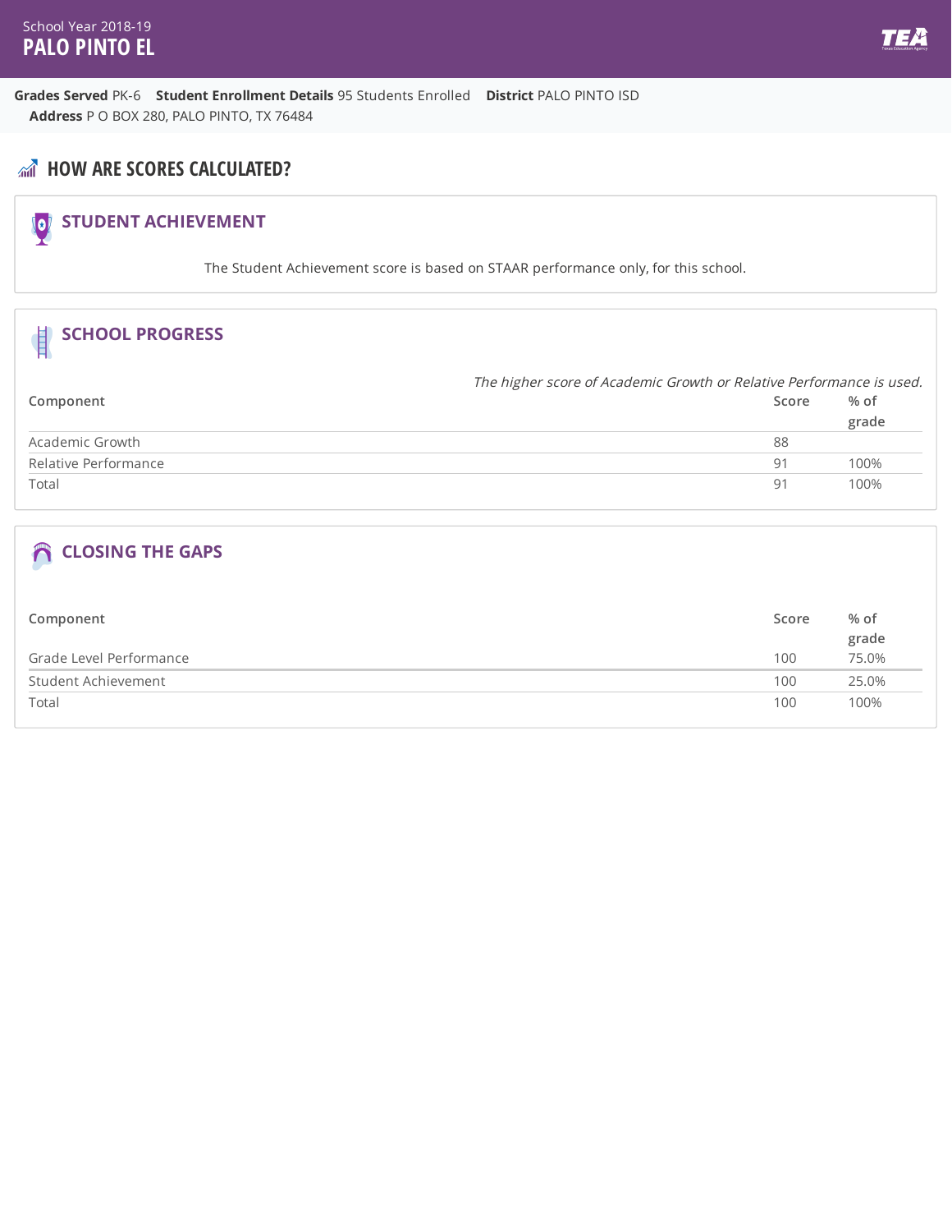School Year 2018-19

# PALO PINTO EL

**Grades Served** PK-6 **Student Enrollment Details** 95 Students Enrolled **District** PALO PINTO ISD
**Address** P O BOX 280, PALO PINTO, TX 76484

## HOW ARE SCORES CALCULATED?

### STUDENT ACHIEVEMENT

The Student Achievement score is based on STAAR performance only, for this school.

### SCHOOL PROGRESS

*The higher score of Academic Growth or Relative Performance is used.*

| Component | Score | % of grade |
|---|---|---|
| Academic Growth | 88 | |
| Relative Performance | 91 | 100% |
| Total | 91 | 100% |

### CLOSING THE GAPS

| Component | Score | % of grade |
|---|---|---|
| Grade Level Performance | 100 | 75.0% |
| Student Achievement | 100 | 25.0% |
| Total | 100 | 100% |